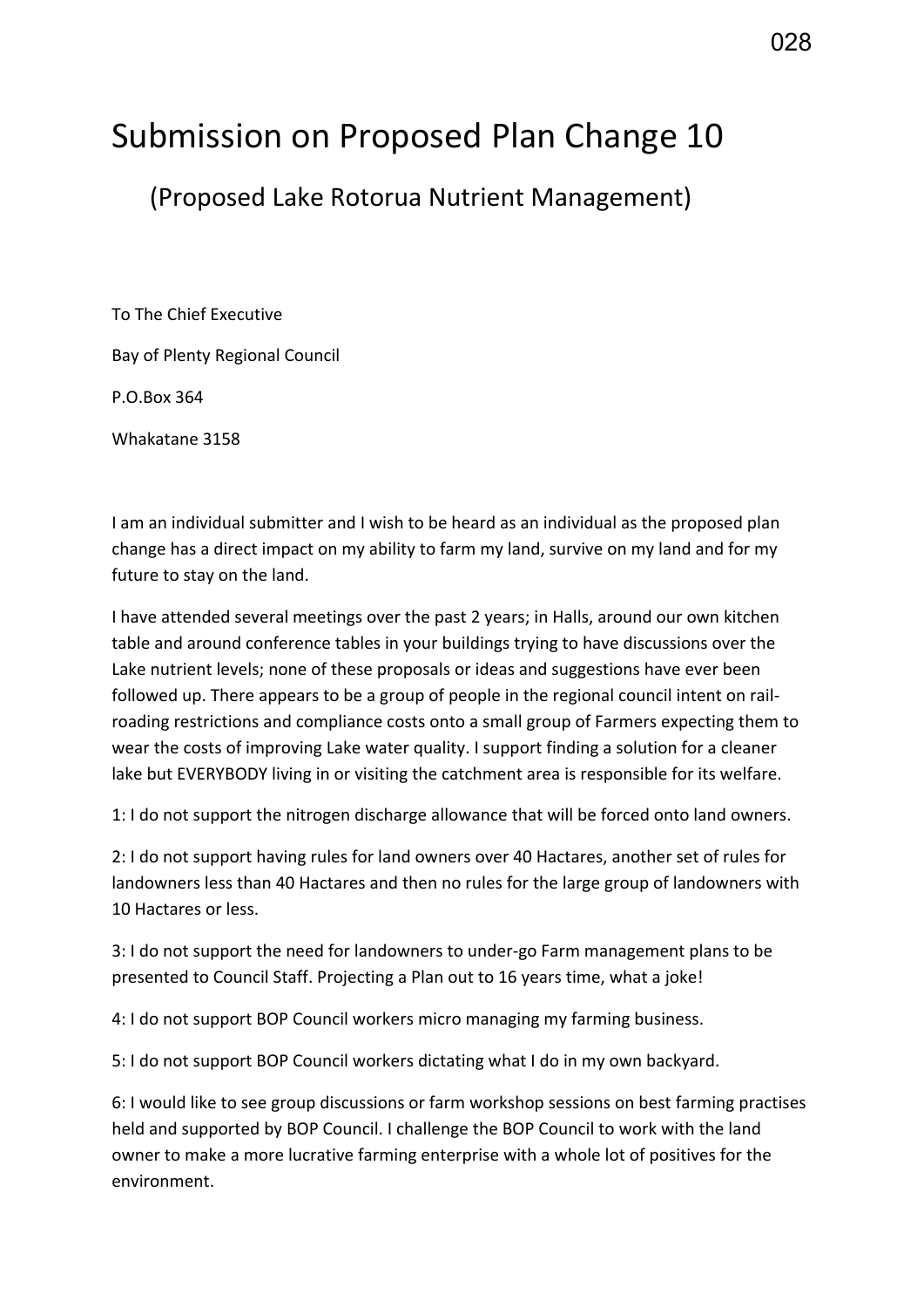# Submission on Proposed Plan Change 10

## (Proposed Lake Rotorua Nutrient Management)

To The Chief Executive

Bay of Plenty Regional Council

P.O.Box 364

Whakatane 3158

I am an individual submitter and I wish to be heard as an individual as the proposed plan change has a direct impact on my ability to farm my land, survive on my land and for my future to stay on the land.

I have attended several meetings over the past 2 years; in Halls, around our own kitchen table and around conference tables in your buildings trying to have discussions over the Lake nutrient levels; none of these proposals or ideas and suggestions have ever been followed up. There appears to be a group of people in the regional council intent on rail-roading restrictions and compliance costs onto a small group of Farmers expecting them to wear the costs of improving Lake water quality. I support finding a solution for a cleaner lake but EVERYBODY living in or visiting the catchment area is responsible for its welfare.

1: I do not support the nitrogen discharge allowance that will be forced onto land owners.

2: I do not support having rules for land owners over 40 Hactares, another set of rules for landowners less than 40 Hactares and then no rules for the large group of landowners with 10 Hactares or less.

3: I do not support the need for landowners to under-go Farm management plans to be presented to Council Staff. Projecting a Plan out to 16 years time, what a joke!

4: I do not support BOP Council workers micro managing my farming business.

5: I do not support BOP Council workers dictating what I do in my own backyard.

6: I would like to see group discussions or farm workshop sessions on best farming practises held and supported by BOP Council. I challenge the BOP Council to work with the land owner to make a more lucrative farming enterprise with a whole lot of positives for the environment.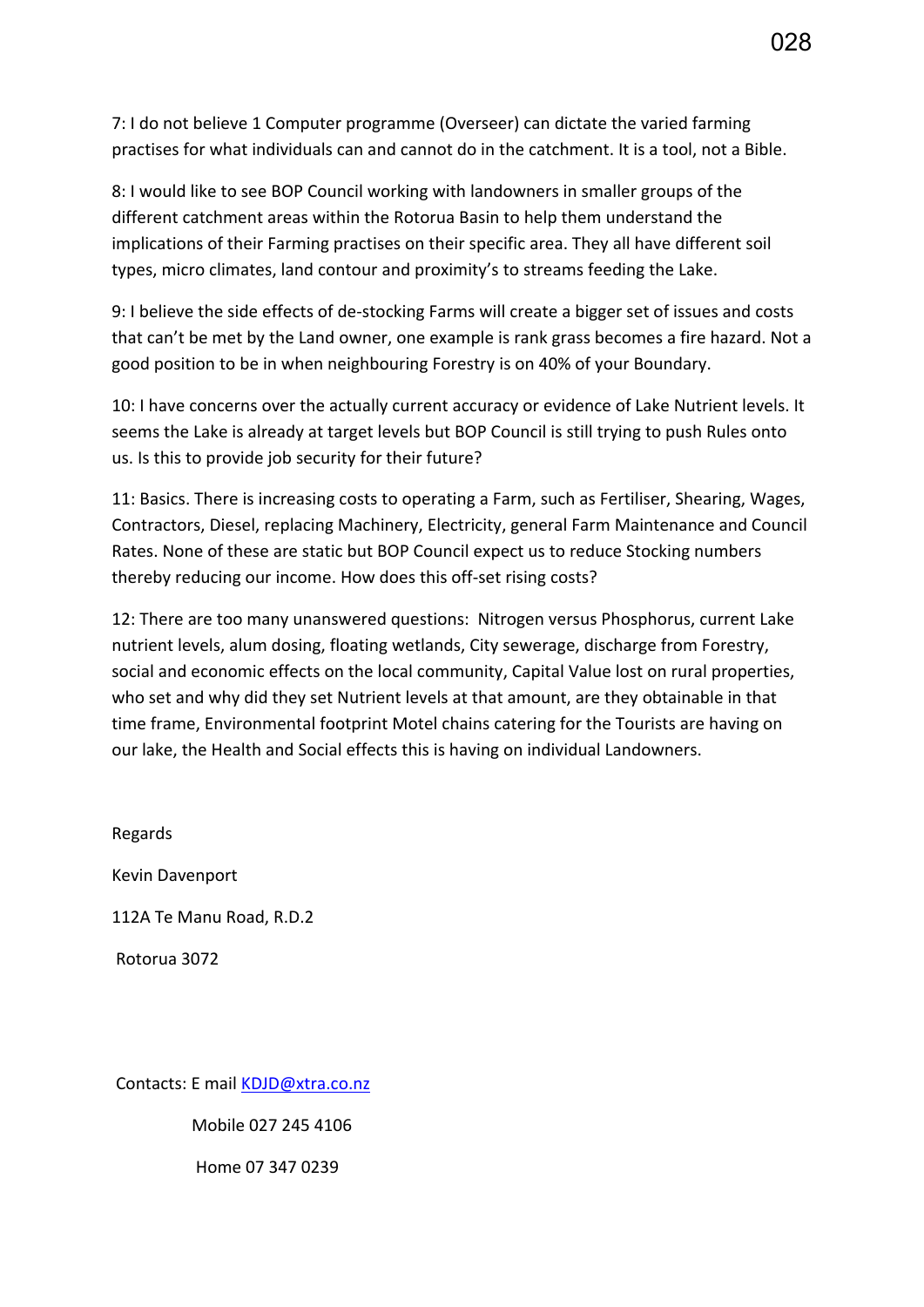7: I do not believe 1 Computer programme (Overseer) can dictate the varied farming practises for what individuals can and cannot do in the catchment. It is a tool, not a Bible.

8: I would like to see BOP Council working with landowners in smaller groups of the different catchment areas within the Rotorua Basin to help them understand the implications of their Farming practises on their specific area. They all have different soil types, micro climates, land contour and proximity's to streams feeding the Lake.

9: I believe the side effects of de-stocking Farms will create a bigger set of issues and costs that can't be met by the Land owner, one example is rank grass becomes a fire hazard. Not a good position to be in when neighbouring Forestry is on 40% of your Boundary.

10: I have concerns over the actually current accuracy or evidence of Lake Nutrient levels. It seems the Lake is already at target levels but BOP Council is still trying to push Rules onto us. Is this to provide job security for their future?

11: Basics. There is increasing costs to operating a Farm, such as Fertiliser, Shearing, Wages, Contractors, Diesel, replacing Machinery, Electricity, general Farm Maintenance and Council Rates. None of these are static but BOP Council expect us to reduce Stocking numbers thereby reducing our income. How does this off-set rising costs?

12: There are too many unanswered questions: Nitrogen versus Phosphorus, current Lake nutrient levels, alum dosing, floating wetlands, City sewerage, discharge from Forestry, social and economic effects on the local community, Capital Value lost on rural properties, who set and why did they set Nutrient levels at that amount, are they obtainable in that time frame, Environmental footprint Motel chains catering for the Tourists are having on our lake, the Health and Social effects this is having on individual Landowners.

Regards

Kevin Davenport

112A Te Manu Road, R.D.2

Rotorua 3072

Contacts: E mail KDJD@xtra.co.nz

Mobile 027 245 4106

Home 07 347 0239